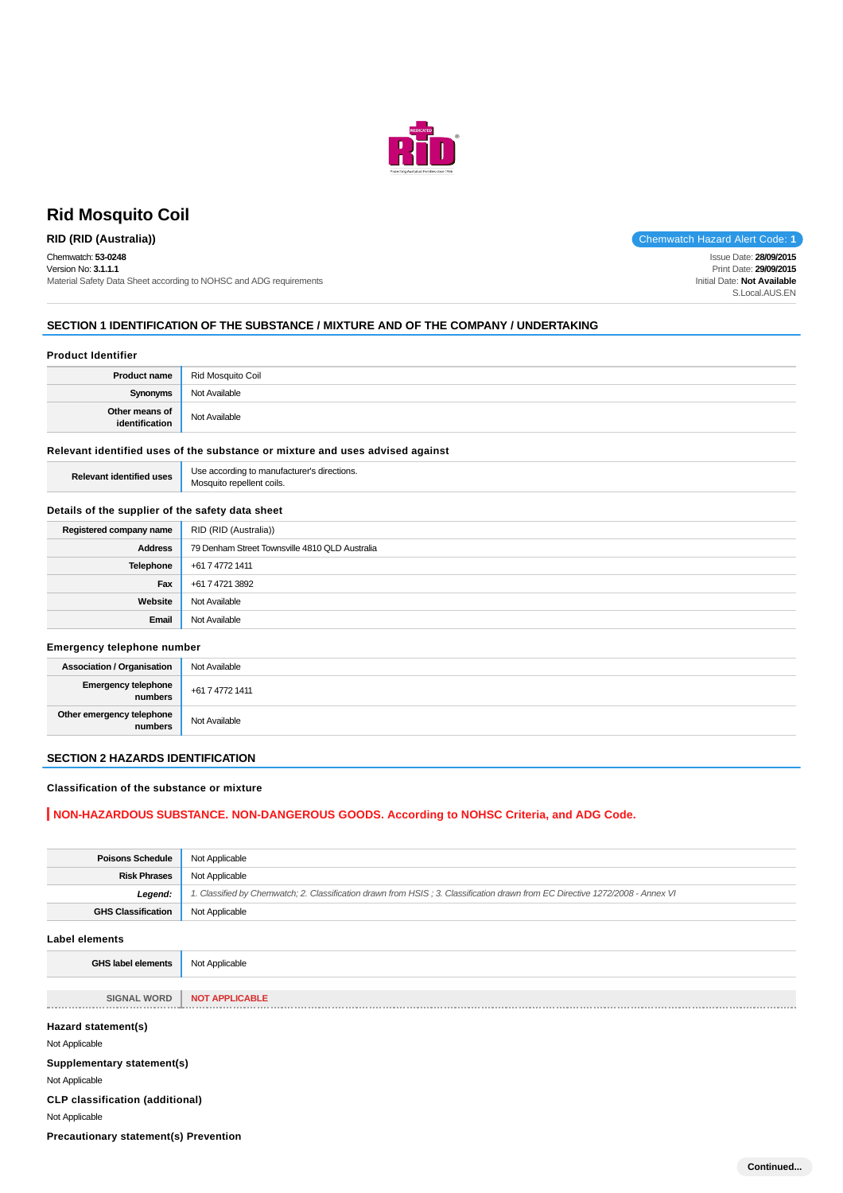# Rid Mosquito Coil

**RID (RID (Australia))**

Chemwatch Hazard Alert Code: **1**

Chemwatch: **53-0248**
Version No: **3.1.1.1**
Material Safety Data Sheet according to NOHSC and ADG requirements

Issue Date: **28/09/2015**
Print Date: **29/09/2015**
Initial Date: **Not Available**
S.Local.AUS.EN

## SECTION 1 IDENTIFICATION OF THE SUBSTANCE / MIXTURE AND OF THE COMPANY / UNDERTAKING

### Product Identifier

| | |
|---|---|
| **Product name** | Rid Mosquito Coil |
| **Synonyms** | Not Available |
| **Other means of identification** | Not Available |

### Relevant identified uses of the substance or mixture and uses advised against

| | |
|---|---|
| **Relevant identified uses** | Use according to manufacturer's directions.<br>Mosquito repellent coils. |

### Details of the supplier of the safety data sheet

| | |
|---|---|
| **Registered company name** | RID (RID (Australia)) |
| **Address** | 79 Denham Street Townsville 4810 QLD Australia |
| **Telephone** | +61 7 4772 1411 |
| **Fax** | +61 7 4721 3892 |
| **Website** | Not Available |
| **Email** | Not Available |

### Emergency telephone number

| | |
|---|---|
| **Association / Organisation** | Not Available |
| **Emergency telephone numbers** | +61 7 4772 1411 |
| **Other emergency telephone numbers** | Not Available |

## SECTION 2 HAZARDS IDENTIFICATION

### Classification of the substance or mixture

**NON-HAZARDOUS SUBSTANCE. NON-DANGEROUS GOODS. According to NOHSC Criteria, and ADG Code.**

| | |
|---|---|
| **Poisons Schedule** | Not Applicable |
| **Risk Phrases** | Not Applicable |
| ***Legend:*** | *1. Classified by Chemwatch; 2. Classification drawn from HSIS ; 3. Classification drawn from EC Directive 1272/2008 - Annex VI* |
| **GHS Classification** | Not Applicable |

### Label elements

| | |
|---|---|
| **GHS label elements** | Not Applicable |
| **SIGNAL WORD** | **NOT APPLICABLE** |

### Hazard statement(s)

Not Applicable

### Supplementary statement(s)

Not Applicable

### CLP classification (additional)

Not Applicable

### Precautionary statement(s) Prevention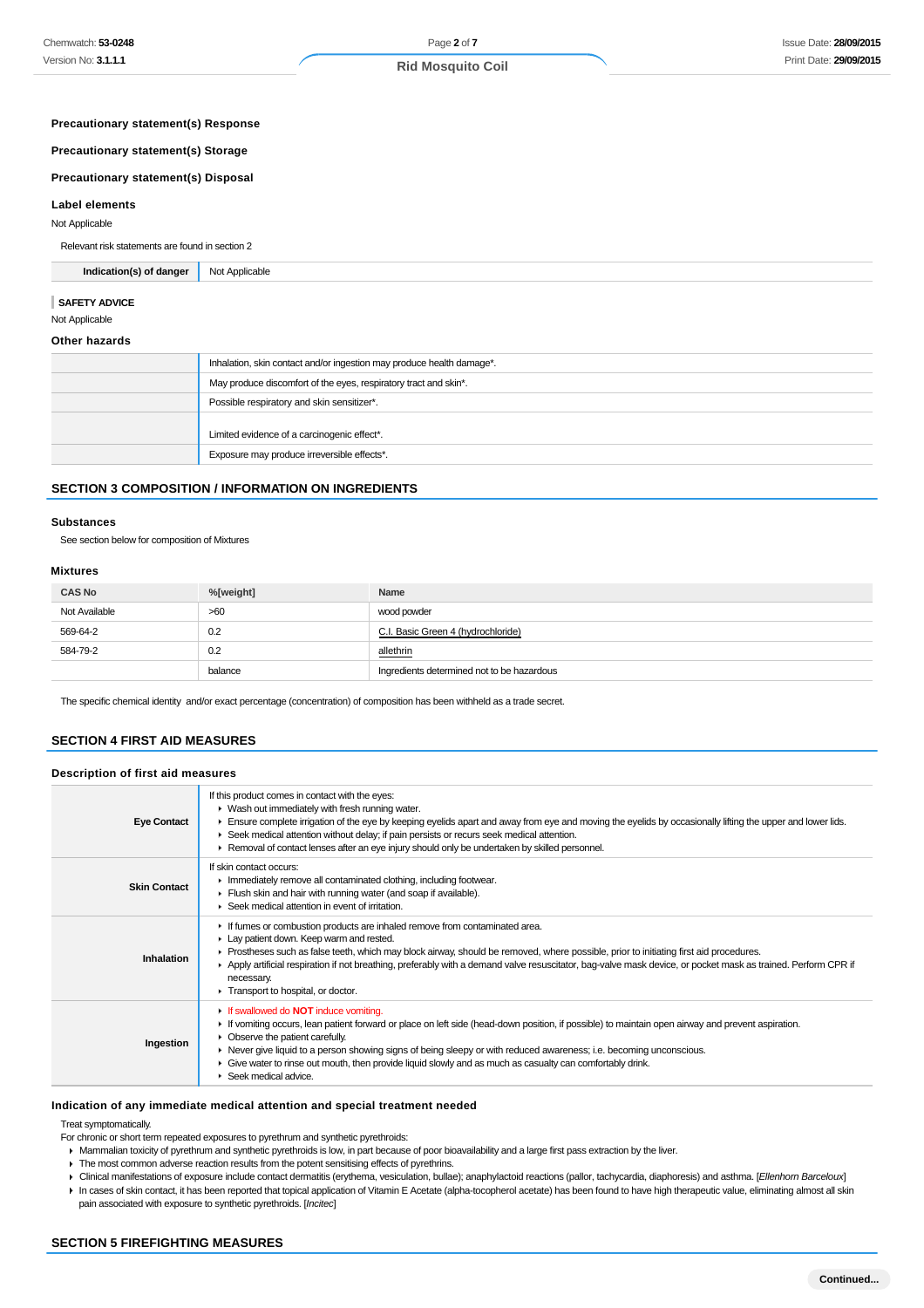### Precautionary statement(s) Response

### Precautionary statement(s) Storage

### Precautionary statement(s) Disposal

### Label elements

Not Applicable

Relevant risk statements are found in section 2

| Indication(s) of danger | Not Applicable |
| --- | --- |

**SAFETY ADVICE**

Not Applicable

### Other hazards

| | |
| --- | --- |
| | Inhalation, skin contact and/or ingestion may produce health damage*. |
| | May produce discomfort of the eyes, respiratory tract and skin*. |
| | Possible respiratory and skin sensitizer*. |
| | Limited evidence of a carcinogenic effect*. |
| | Exposure may produce irreversible effects*. |

## SECTION 3 COMPOSITION / INFORMATION ON INGREDIENTS

### Substances

See section below for composition of Mixtures

### Mixtures

| CAS No | %[weight] | Name |
| --- | --- | --- |
| Not Available | >60 | wood powder |
| 569-64-2 | 0.2 | C.I. Basic Green 4 (hydrochloride) |
| 584-79-2 | 0.2 | allethrin |
| | balance | Ingredients determined not to be hazardous |

The specific chemical identity and/or exact percentage (concentration) of composition has been withheld as a trade secret.

## SECTION 4 FIRST AID MEASURES

### Description of first aid measures

| | |
| --- | --- |
| **Eye Contact** | If this product comes in contact with the eyes:<br>▸ Wash out immediately with fresh running water.<br>▸ Ensure complete irrigation of the eye by keeping eyelids apart and away from eye and moving the eyelids by occasionally lifting the upper and lower lids.<br>▸ Seek medical attention without delay; if pain persists or recurs seek medical attention.<br>▸ Removal of contact lenses after an eye injury should only be undertaken by skilled personnel. |
| **Skin Contact** | If skin contact occurs:<br>▸ Immediately remove all contaminated clothing, including footwear.<br>▸ Flush skin and hair with running water (and soap if available).<br>▸ Seek medical attention in event of irritation. |
| **Inhalation** | ▸ If fumes or combustion products are inhaled remove from contaminated area.<br>▸ Lay patient down. Keep warm and rested.<br>▸ Prostheses such as false teeth, which may block airway, should be removed, where possible, prior to initiating first aid procedures.<br>▸ Apply artificial respiration if not breathing, preferably with a demand valve resuscitator, bag-valve mask device, or pocket mask as trained. Perform CPR if necessary.<br>▸ Transport to hospital, or doctor. |
| **Ingestion** | ▸ If swallowed do **NOT** induce vomiting.<br>▸ If vomiting occurs, lean patient forward or place on left side (head-down position, if possible) to maintain open airway and prevent aspiration.<br>▸ Observe the patient carefully.<br>▸ Never give liquid to a person showing signs of being sleepy or with reduced awareness; i.e. becoming unconscious.<br>▸ Give water to rinse out mouth, then provide liquid slowly and as much as casualty can comfortably drink.<br>▸ Seek medical advice. |

### Indication of any immediate medical attention and special treatment needed

Treat symptomatically.

For chronic or short term repeated exposures to pyrethrum and synthetic pyrethroids:

- Mammalian toxicity of pyrethrum and synthetic pyrethroids is low, in part because of poor bioavailability and a large first pass extraction by the liver.
- The most common adverse reaction results from the potent sensitising effects of pyrethrins.
- Clinical manifestations of exposure include contact dermatitis (erythema, vesiculation, bullae); anaphylactoid reactions (pallor, tachycardia, diaphoresis) and asthma. [*Ellenhorn Barceloux*]
- In cases of skin contact, it has been reported that topical application of Vitamin E Acetate (alpha-tocopherol acetate) has been found to have high therapeutic value, eliminating almost all skin pain associated with exposure to synthetic pyrethroids. [*Incitec*]

## SECTION 5 FIREFIGHTING MEASURES

Continued...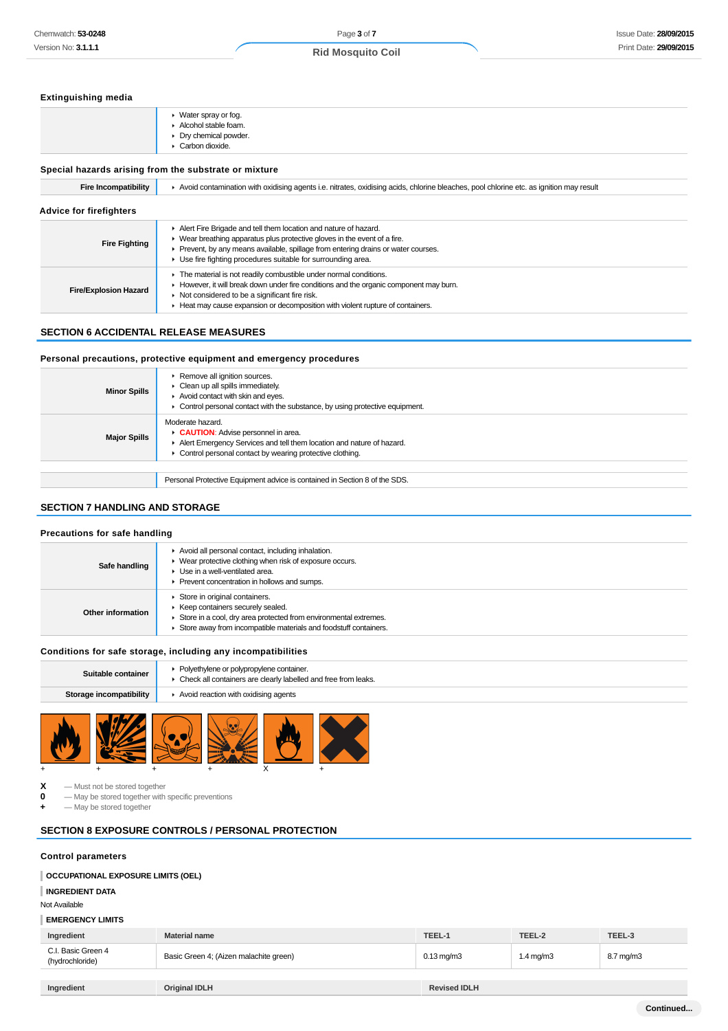### Extinguishing media

| | |
|---|---|
| | ▸ Water spray or fog.<br>▸ Alcohol stable foam.<br>▸ Dry chemical powder.<br>▸ Carbon dioxide. |

### Special hazards arising from the substrate or mixture

| | |
|---|---|
| **Fire Incompatibility** | ▸ Avoid contamination with oxidising agents i.e. nitrates, oxidising acids, chlorine bleaches, pool chlorine etc. as ignition may result |

### Advice for firefighters

| | |
|---|---|
| **Fire Fighting** | ▸ Alert Fire Brigade and tell them location and nature of hazard.<br>▸ Wear breathing apparatus plus protective gloves in the event of a fire.<br>▸ Prevent, by any means available, spillage from entering drains or water courses.<br>▸ Use fire fighting procedures suitable for surrounding area. |
| **Fire/Explosion Hazard** | ▸ The material is not readily combustible under normal conditions.<br>▸ However, it will break down under fire conditions and the organic component may burn.<br>▸ Not considered to be a significant fire risk.<br>▸ Heat may cause expansion or decomposition with violent rupture of containers. |

## SECTION 6 ACCIDENTAL RELEASE MEASURES

### Personal precautions, protective equipment and emergency procedures

| | |
|---|---|
| **Minor Spills** | ▸ Remove all ignition sources.<br>▸ Clean up all spills immediately.<br>▸ Avoid contact with skin and eyes.<br>▸ Control personal contact with the substance, by using protective equipment. |
| **Major Spills** | Moderate hazard.<br>▸ **CAUTION**: Advise personnel in area.<br>▸ Alert Emergency Services and tell them location and nature of hazard.<br>▸ Control personal contact by wearing protective clothing. |

| | |
|---|---|
| | Personal Protective Equipment advice is contained in Section 8 of the SDS. |

## SECTION 7 HANDLING AND STORAGE

### Precautions for safe handling

| | |
|---|---|
| **Safe handling** | ▸ Avoid all personal contact, including inhalation.<br>▸ Wear protective clothing when risk of exposure occurs.<br>▸ Use in a well-ventilated area.<br>▸ Prevent concentration in hollows and sumps. |
| **Other information** | ▸ Store in original containers.<br>▸ Keep containers securely sealed.<br>▸ Store in a cool, dry area protected from environmental extremes.<br>▸ Store away from incompatible materials and foodstuff containers. |

### Conditions for safe storage, including any incompatibilities

| | |
|---|---|
| **Suitable container** | ▸ Polyethylene or polypropylene container.<br>▸ Check all containers are clearly labelled and free from leaks. |
| **Storage incompatibility** | ▸ Avoid reaction with oxidising agents |

| + | + | + | + | X | + |
|---|---|---|---|---|---|

**X** — Must not be stored together
**0** — May be stored together with specific preventions
**+** — May be stored together

## SECTION 8 EXPOSURE CONTROLS / PERSONAL PROTECTION

### Control parameters

**OCCUPATIONAL EXPOSURE LIMITS (OEL)**

**INGREDIENT DATA**

Not Available

**EMERGENCY LIMITS**

| Ingredient | Material name | TEEL-1 | TEEL-2 | TEEL-3 |
|---|---|---|---|---|
| C.I. Basic Green 4 (hydrochloride) | Basic Green 4; (Aizen malachite green) | 0.13 mg/m3 | 1.4 mg/m3 | 8.7 mg/m3 |

| Ingredient | Original IDLH | Revised IDLH |
|---|---|---|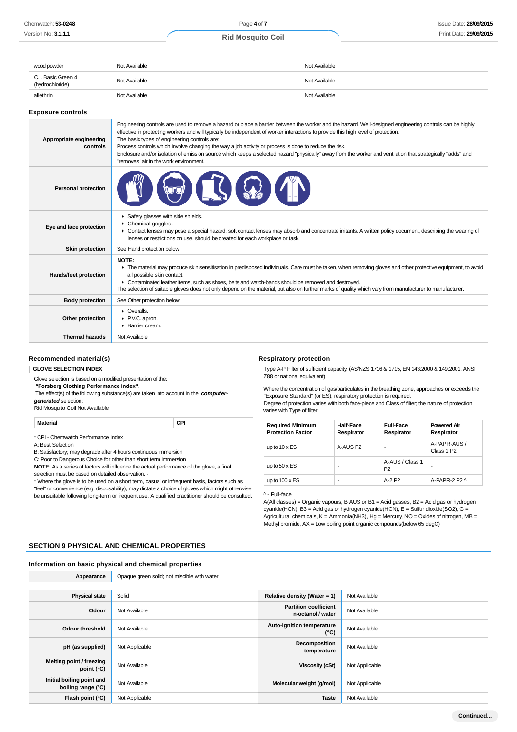| wood powder | Not Available | Not Available |
|---|---|---|
| C.I. Basic Green 4 (hydrochloride) | Not Available | Not Available |
| allethrin | Not Available | Not Available |

### Exposure controls

| | |
|---|---|
| **Appropriate engineering controls** | Engineering controls are used to remove a hazard or place a barrier between the worker and the hazard. Well-designed engineering controls can be highly effective in protecting workers and will typically be independent of worker interactions to provide this high level of protection.<br>The basic types of engineering controls are:<br>Process controls which involve changing the way a job activity or process is done to reduce the risk.<br>Enclosure and/or isolation of emission source which keeps a selected hazard "physically" away from the worker and ventilation that strategically "adds" and "removes" air in the work environment. |
| **Personal protection** | |
| **Eye and face protection** | ▸ Safety glasses with side shields.<br>▸ Chemical goggles.<br>▸ Contact lenses may pose a special hazard; soft contact lenses may absorb and concentrate irritants. A written policy document, describing the wearing of lenses or restrictions on use, should be created for each workplace or task. |
| **Skin protection** | See Hand protection below |
| **Hands/feet protection** | **NOTE:**<br>▸ The material may produce skin sensitisation in predisposed individuals. Care must be taken, when removing gloves and other protective equipment, to avoid all possible skin contact.<br>▸ Contaminated leather items, such as shoes, belts and watch-bands should be removed and destroyed.<br>The selection of suitable gloves does not only depend on the material, but also on further marks of quality which vary from manufacturer to manufacturer. |
| **Body protection** | See Other protection below |
| **Other protection** | ▸ Overalls.<br>▸ P.V.C. apron.<br>▸ Barrier cream. |
| **Thermal hazards** | Not Available |

### Recommended material(s)

**GLOVE SELECTION INDEX**

Glove selection is based on a modified presentation of the:
**"Forsberg Clothing Performance Index".**
The effect(s) of the following substance(s) are taken into account in the ***computer-generated*** selection:
Rid Mosquito Coil Not Available

| Material | CPI |
|---|---|

\* CPI - Chemwatch Performance Index
A: Best Selection
B: Satisfactory; may degrade after 4 hours continuous immersion
C: Poor to Dangerous Choice for other than short term immersion
**NOTE**: As a series of factors will influence the actual performance of the glove, a final selection must be based on detailed observation. -
\* Where the glove is to be used on a short term, casual or infrequent basis, factors such as "feel" or convenience (e.g. disposability), may dictate a choice of gloves which might otherwise be unsuitable following long-term or frequent use. A qualified practitioner should be consulted.

### Respiratory protection

Type A-P Filter of sufficient capacity. (AS/NZS 1716 & 1715, EN 143:2000 & 149:2001, ANSI Z88 or national equivalent)

Where the concentration of gas/particulates in the breathing zone, approaches or exceeds the "Exposure Standard" (or ES), respiratory protection is required.
Degree of protection varies with both face-piece and Class of filter; the nature of protection varies with Type of filter.

| Required Minimum Protection Factor | Half-Face Respirator | Full-Face Respirator | Powered Air Respirator |
|---|---|---|---|
| up to 10 x ES | A-AUS P2 | - | A-PAPR-AUS / Class 1 P2 |
| up to 50 x ES | - | A-AUS / Class 1 P2 | - |
| up to 100 x ES | - | A-2 P2 | A-PAPR-2 P2 ^ |

^ - Full-face
A(All classes) = Organic vapours, B AUS or B1 = Acid gasses, B2 = Acid gas or hydrogen cyanide(HCN), B3 = Acid gas or hydrogen cyanide(HCN), E = Sulfur dioxide(SO2), G = Agricultural chemicals, K = Ammonia(NH3), Hg = Mercury, NO = Oxides of nitrogen, MB = Methyl bromide, AX = Low boiling point organic compounds(below 65 degC)

## SECTION 9 PHYSICAL AND CHEMICAL PROPERTIES

### Information on basic physical and chemical properties

| | | | |
|---|---|---|---|
| **Appearance** | Opaque green solid; not miscible with water. | | |
| **Physical state** | Solid | **Relative density (Water = 1)** | Not Available |
| **Odour** | Not Available | **Partition coefficient n-octanol / water** | Not Available |
| **Odour threshold** | Not Available | **Auto-ignition temperature (°C)** | Not Available |
| **pH (as supplied)** | Not Applicable | **Decomposition temperature** | Not Available |
| **Melting point / freezing point (°C)** | Not Available | **Viscosity (cSt)** | Not Applicable |
| **Initial boiling point and boiling range (°C)** | Not Available | **Molecular weight (g/mol)** | Not Applicable |
| **Flash point (°C)** | Not Applicable | **Taste** | Not Available |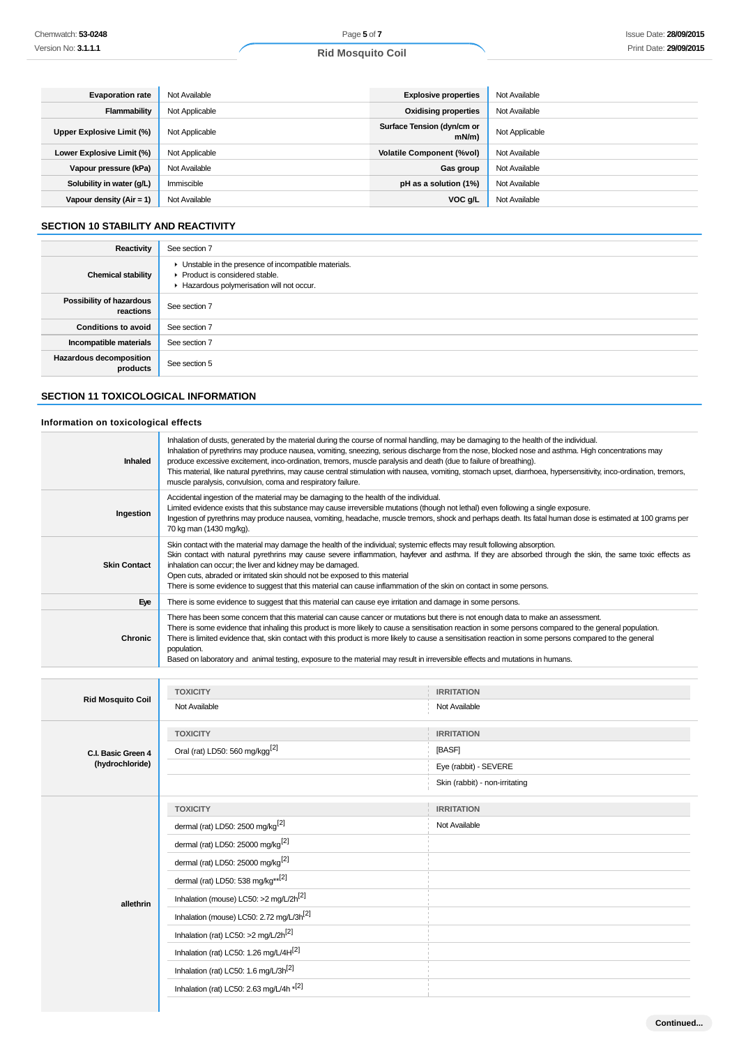| | | | |
|---|---|---|---|
| **Evaporation rate** | Not Available | **Explosive properties** | Not Available |
| **Flammability** | Not Applicable | **Oxidising properties** | Not Available |
| **Upper Explosive Limit (%)** | Not Applicable | **Surface Tension (dyn/cm or mN/m)** | Not Applicable |
| **Lower Explosive Limit (%)** | Not Applicable | **Volatile Component (%vol)** | Not Available |
| **Vapour pressure (kPa)** | Not Available | **Gas group** | Not Available |
| **Solubility in water (g/L)** | Immiscible | **pH as a solution (1%)** | Not Available |
| **Vapour density (Air = 1)** | Not Available | **VOC g/L** | Not Available |

## SECTION 10 STABILITY AND REACTIVITY

| | |
|---|---|
| **Reactivity** | See section 7 |
| **Chemical stability** | ▸ Unstable in the presence of incompatible materials.<br>▸ Product is considered stable.<br>▸ Hazardous polymerisation will not occur. |
| **Possibility of hazardous reactions** | See section 7 |
| **Conditions to avoid** | See section 7 |
| **Incompatible materials** | See section 7 |
| **Hazardous decomposition products** | See section 5 |

## SECTION 11 TOXICOLOGICAL INFORMATION

### Information on toxicological effects

| | |
|---|---|
| **Inhaled** | Inhalation of dusts, generated by the material during the course of normal handling, may be damaging to the health of the individual.<br>Inhalation of pyrethrins may produce nausea, vomiting, sneezing, serious discharge from the nose, blocked nose and asthma. High concentrations may produce excessive excitement, inco-ordination, tremors, muscle paralysis and death (due to failure of breathing).<br>This material, like natural pyrethrins, may cause central stimulation with nausea, vomiting, stomach upset, diarrhoea, hypersensitivity, inco-ordination, tremors, muscle paralysis, convulsion, coma and respiratory failure. |
| **Ingestion** | Accidental ingestion of the material may be damaging to the health of the individual.<br>Limited evidence exists that this substance may cause irreversible mutations (though not lethal) even following a single exposure.<br>Ingestion of pyrethrins may produce nausea, vomiting, headache, muscle tremors, shock and perhaps death. Its fatal human dose is estimated at 100 grams per 70 kg man (1430 mg/kg). |
| **Skin Contact** | Skin contact with the material may damage the health of the individual; systemic effects may result following absorption.<br>Skin contact with natural pyrethrins may cause severe inflammation, hayfever and asthma. If they are absorbed through the skin, the same toxic effects as inhalation can occur; the liver and kidney may be damaged.<br>Open cuts, abraded or irritated skin should not be exposed to this material<br>There is some evidence to suggest that this material can cause inflammation of the skin on contact in some persons. |
| **Eye** | There is some evidence to suggest that this material can cause eye irritation and damage in some persons. |
| **Chronic** | There has been some concern that this material can cause cancer or mutations but there is not enough data to make an assessment.<br>There is some evidence that inhaling this product is more likely to cause a sensitisation reaction in some persons compared to the general population.<br>There is limited evidence that, skin contact with this product is more likely to cause a sensitisation reaction in some persons compared to the general population.<br>Based on laboratory and animal testing, exposure to the material may result in irreversible effects and mutations in humans. |

| | TOXICITY | IRRITATION |
|---|---|---|
| **Rid Mosquito Coil** | Not Available | Not Available |
| **C.I. Basic Green 4 (hydrochloride)** | Oral (rat) LD50: 560 mg/kgg[2] | [BASF] |
| | | Eye (rabbit) - SEVERE |
| | | Skin (rabbit) - non-irritating |
| **allethrin** | dermal (rat) LD50: 2500 mg/kg[2] | Not Available |
| | dermal (rat) LD50: 25000 mg/kg[2] | |
| | dermal (rat) LD50: 25000 mg/kg[2] | |
| | dermal (rat) LD50: 538 mg/kg**[2] | |
| | Inhalation (mouse) LC50: >2 mg/L/2h[2] | |
| | Inhalation (mouse) LC50: 2.72 mg/L/3h[2] | |
| | Inhalation (rat) LC50: >2 mg/L/2h[2] | |
| | Inhalation (rat) LC50: 1.26 mg/L/4H[2] | |
| | Inhalation (rat) LC50: 1.6 mg/L/3h[2] | |
| | Inhalation (rat) LC50: 2.63 mg/L/4h *[2] | |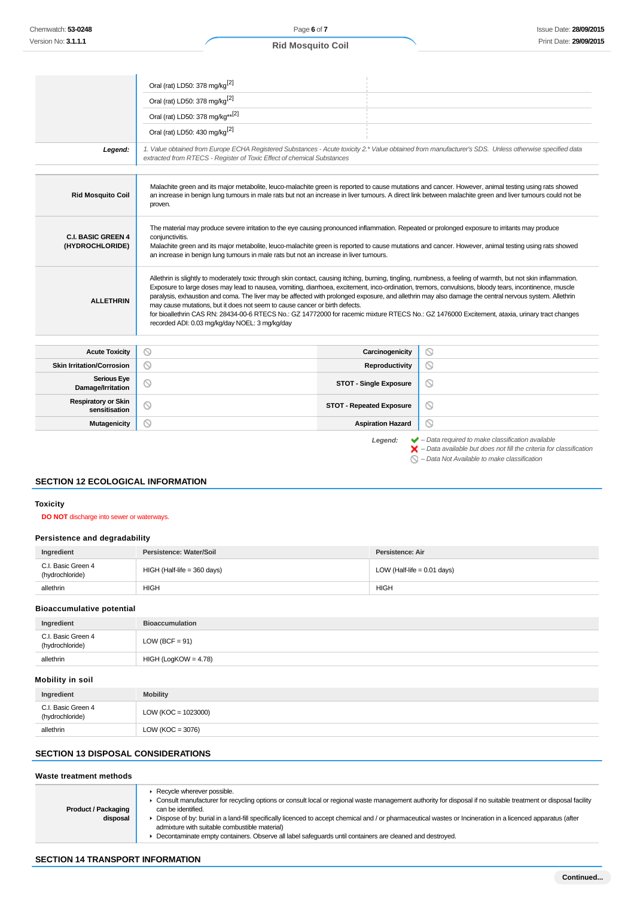| | |
|---|---|
| | Oral (rat) LD50: 378 mg/kg[2] |
| | Oral (rat) LD50: 378 mg/kg[2] |
| | Oral (rat) LD50: 378 mg/kg**[2] |
| | Oral (rat) LD50: 430 mg/kg[2] |
| **Legend:** | *1. Value obtained from Europe ECHA Registered Substances - Acute toxicity 2.* Value obtained from manufacturer's SDS. Unless otherwise specified data extracted from RTECS - Register of Toxic Effect of chemical Substances* |

| | |
|---|---|
| **Rid Mosquito Coil** | Malachite green and its major metabolite, leuco-malachite green is reported to cause mutations and cancer. However, animal testing using rats showed an increase in benign lung tumours in male rats but not an increase in liver tumours. A direct link between malachite green and liver tumours could not be proven. |
| **C.I. BASIC GREEN 4 (HYDROCHLORIDE)** | The material may produce severe irritation to the eye causing pronounced inflammation. Repeated or prolonged exposure to irritants may produce conjunctivitis.<br>Malachite green and its major metabolite, leuco-malachite green is reported to cause mutations and cancer. However, animal testing using rats showed an increase in benign lung tumours in male rats but not an increase in liver tumours. |
| **ALLETHRIN** | Allethrin is slightly to moderately toxic through skin contact, causing itching, burning, tingling, numbness, a feeling of warmth, but not skin inflammation. Exposure to large doses may lead to nausea, vomiting, diarrhoea, excitement, inco-ordination, tremors, convulsions, bloody tears, incontinence, muscle paralysis, exhaustion and coma. The liver may be affected with prolonged exposure, and allethrin may also damage the central nervous system. Allethrin may cause mutations, but it does not seem to cause cancer or birth defects.<br>for bioallethrin CAS RN: 28434-00-6 RTECS No.: GZ 14772000 for racemic mixture RTECS No.: GZ 1476000 Excitement, ataxia, urinary tract changes recorded ADI: 0.03 mg/kg/day NOEL: 3 mg/kg/day |

| | | | |
|---|---|---|---|
| **Acute Toxicity** | ⃠ | **Carcinogenicity** | ⃠ |
| **Skin Irritation/Corrosion** | ⃠ | **Reproductivity** | ⃠ |
| **Serious Eye Damage/Irritation** | ⃠ | **STOT - Single Exposure** | ⃠ |
| **Respiratory or Skin sensitisation** | ⃠ | **STOT - Repeated Exposure** | ⃠ |
| **Mutagenicity** | ⃠ | **Aspiration Hazard** | ⃠ |

**Legend:**
- ✔ – *Data required to make classification available*
- ✘ – *Data available but does not fill the criteria for classification*
- ⃠ – *Data Not Available to make classification*

## SECTION 12 ECOLOGICAL INFORMATION

### Toxicity

**DO NOT** discharge into sewer or waterways.

### Persistence and degradability

| Ingredient | Persistence: Water/Soil | Persistence: Air |
|---|---|---|
| C.I. Basic Green 4 (hydrochloride) | HIGH (Half-life = 360 days) | LOW (Half-life = 0.01 days) |
| allethrin | HIGH | HIGH |

### Bioaccumulative potential

| Ingredient | Bioaccumulation |
|---|---|
| C.I. Basic Green 4 (hydrochloride) | LOW (BCF = 91) |
| allethrin | HIGH (LogKOW = 4.78) |

### Mobility in soil

| Ingredient | Mobility |
|---|---|
| C.I. Basic Green 4 (hydrochloride) | LOW (KOC = 1023000) |
| allethrin | LOW (KOC = 3076) |

## SECTION 13 DISPOSAL CONSIDERATIONS

### Waste treatment methods

| | |
|---|---|
| **Product / Packaging disposal** | ▸ Recycle wherever possible.<br>▸ Consult manufacturer for recycling options or consult local or regional waste management authority for disposal if no suitable treatment or disposal facility can be identified.<br>▸ Dispose of by: burial in a land-fill specifically licenced to accept chemical and / or pharmaceutical wastes or Incineration in a licenced apparatus (after admixture with suitable combustible material)<br>▸ Decontaminate empty containers. Observe all label safeguards until containers are cleaned and destroyed. |

## SECTION 14 TRANSPORT INFORMATION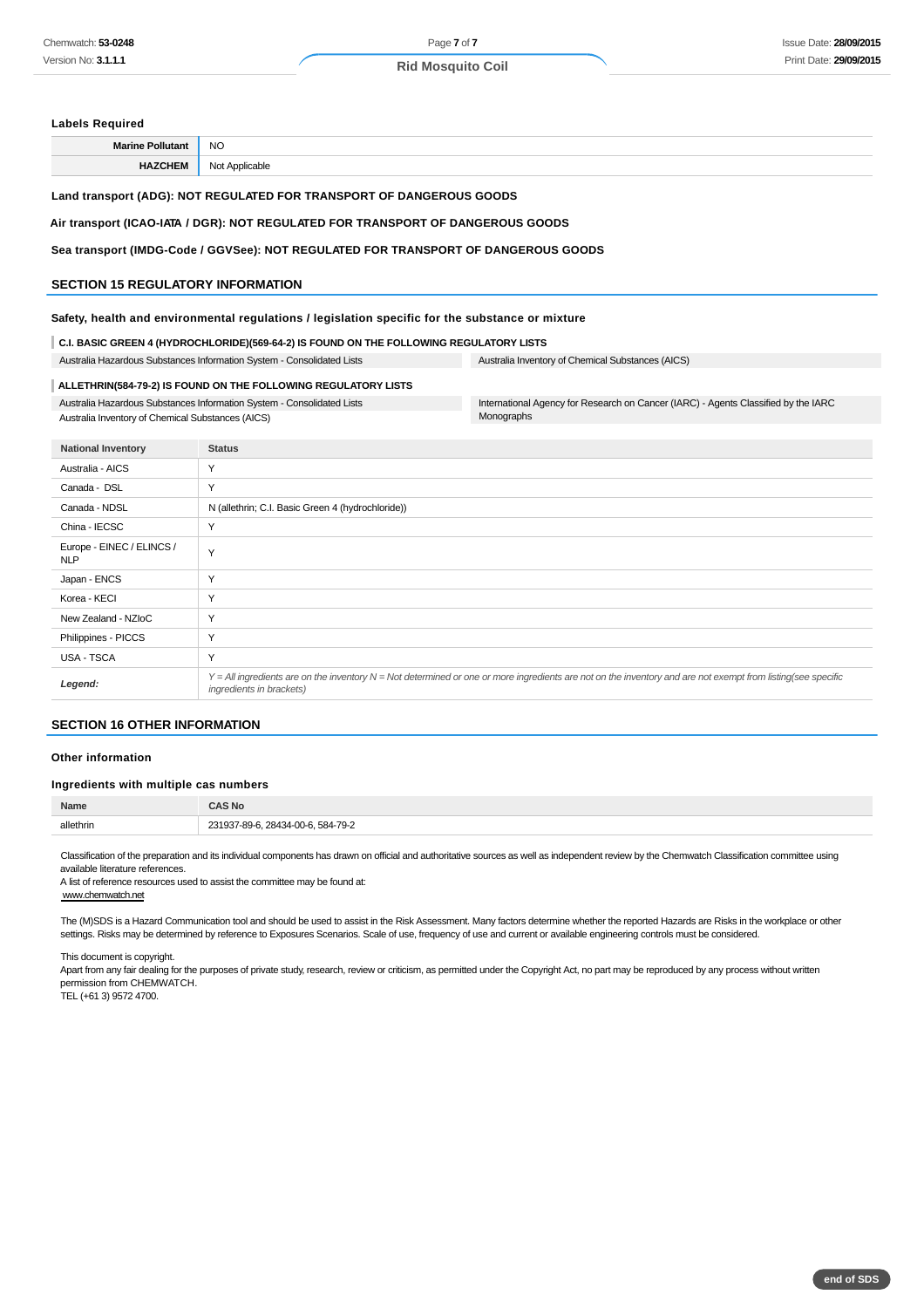### Labels Required

| | |
|---|---|
| **Marine Pollutant** | NO |
| **HAZCHEM** | Not Applicable |

**Land transport (ADG): NOT REGULATED FOR TRANSPORT OF DANGEROUS GOODS**

**Air transport (ICAO-IATA / DGR): NOT REGULATED FOR TRANSPORT OF DANGEROUS GOODS**

**Sea transport (IMDG-Code / GGVSee): NOT REGULATED FOR TRANSPORT OF DANGEROUS GOODS**

## SECTION 15 REGULATORY INFORMATION

### Safety, health and environmental regulations / legislation specific for the substance or mixture

**C.I. BASIC GREEN 4 (HYDROCHLORIDE)(569-64-2) IS FOUND ON THE FOLLOWING REGULATORY LISTS**

| | |
|---|---|
| Australia Hazardous Substances Information System - Consolidated Lists | Australia Inventory of Chemical Substances (AICS) |

**ALLETHRIN(584-79-2) IS FOUND ON THE FOLLOWING REGULATORY LISTS**

| | |
|---|---|
| Australia Hazardous Substances Information System - Consolidated Lists<br>Australia Inventory of Chemical Substances (AICS) | International Agency for Research on Cancer (IARC) - Agents Classified by the IARC Monographs |

| National Inventory | Status |
|---|---|
| Australia - AICS | Y |
| Canada - DSL | Y |
| Canada - NDSL | N (allethrin; C.I. Basic Green 4 (hydrochloride)) |
| China - IECSC | Y |
| Europe - EINEC / ELINCS / NLP | Y |
| Japan - ENCS | Y |
| Korea - KECI | Y |
| New Zealand - NZIoC | Y |
| Philippines - PICCS | Y |
| USA - TSCA | Y |
| ***Legend:*** | *Y = All ingredients are on the inventory N = Not determined or one or more ingredients are not on the inventory and are not exempt from listing(see specific ingredients in brackets)* |

## SECTION 16 OTHER INFORMATION

### Other information

### Ingredients with multiple cas numbers

| Name | CAS No |
|---|---|
| allethrin | 231937-89-6, 28434-00-6, 584-79-2 |

Classification of the preparation and its individual components has drawn on official and authoritative sources as well as independent review by the Chemwatch Classification committee using available literature references.
A list of reference resources used to assist the committee may be found at:
www.chemwatch.net

The (M)SDS is a Hazard Communication tool and should be used to assist in the Risk Assessment. Many factors determine whether the reported Hazards are Risks in the workplace or other settings. Risks may be determined by reference to Exposures Scenarios. Scale of use, frequency of use and current or available engineering controls must be considered.

This document is copyright.
Apart from any fair dealing for the purposes of private study, research, review or criticism, as permitted under the Copyright Act, no part may be reproduced by any process without written permission from CHEMWATCH.
TEL (+61 3) 9572 4700.

**end of SDS**